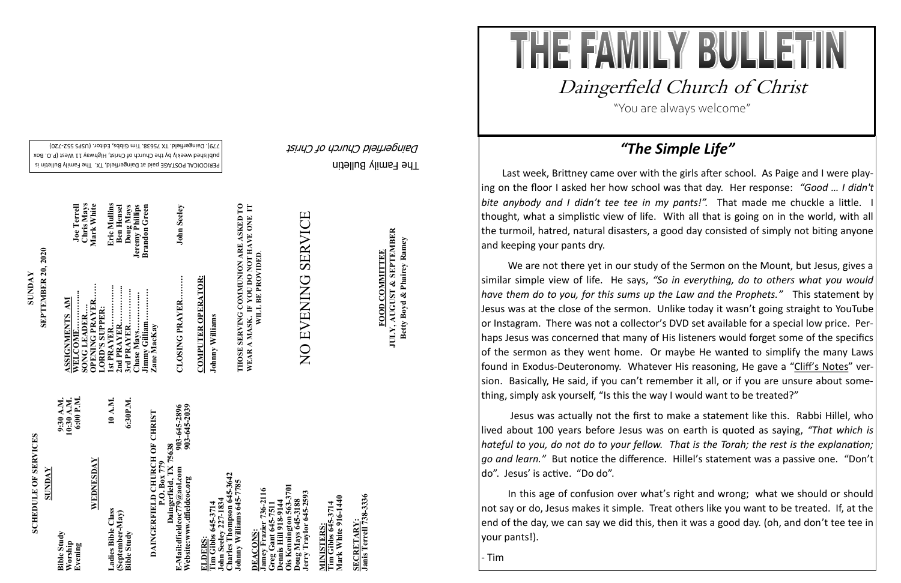# THE FAMILY BULLETIN

## Daingerfield Church of Christ

"You are always welcome"

## *"The Simple Life"*

Last week, Brittney came over with the girls after school. As Paige and I were playing on the floor I asked her how school was that day. Her response: *"Good … I didn't bite anybody and I didn't tee tee in my pants!".* That made me chuckle a little. I thought, what a simplistic view of life. With all that is going on in the world, with all the turmoil, hatred, natural disasters, a good day consisted of simply not biting anyone and keeping your pants dry.

We are not there yet in our study of the Sermon on the Mount, but Jesus, gives a similar simple view of life. He says, *"So in everything, do to others what you would have them do to you, for this sums up the Law and the Prophets."* This statement by Jesus was at the close of the sermon. Unlike today it wasn't going straight to YouTube or Instagram. There was not a collector's DVD set available for a special low price. Perhaps Jesus was concerned that many of His listeners would forget some of the specifics of the sermon as they went home. Or maybe He wanted to simplify the many Laws found in Exodus-Deuteronomy. Whatever His reasoning, He gave a "Cliff's Notes" version. Basically, He said, if you can't remember it all, or if you are unsure about something, simply ask yourself, "Is this the way I would want to be treated?"

Jesus was actually not the first to make a statement like this. Rabbi Hillel, who lived about 100 years before Jesus was on earth is quoted as saying, *"That which is hateful to you, do not do to your fellow. That is the Torah; the rest is the explanation; go and learn."* But notice the difference. Hillel's statement was a passive one. "Don't do". Jesus' is active. "Do do".

In this age of confusion over what's right and wrong; what we should or should not say or do, Jesus makes it simple. Treat others like you want to be treated. If, at the end of the day, we can say we did this, then it was a good day. (oh, and don't tee tee in your pants!).

- Tim

---

The Family Bulletin

*Daingerfield Church of Christ*

PERIODICAL POSTAGE paid at Daingerfield, TX. The Family Bulletin is published weekly by the Church of Christ, Highway 11 West (P.O. Box 779), Daingerfield, TX 75638. Tim Gibbs, Editor. (USPS 552-720)

---

## SCHEDULE OF SERVICES

**SUNDAY**

| | |
|---|---|
| Bible Study | 9:30 A.M. |
| Worship | 10:30 A.M. |
| Evening | 6:00 P.M. |

**WEDNESDAY**

| | |
|---|---|
| Ladies Bible Class (September-May) | 10 A.M. |
| Bible Study | 6:30P.M. |

**DAINGERFIELD CHURCH OF CHRIST**
**P.O. Box 779**
**Daingerfield, TX 75638**
**E-Mail:dfieldcoc779@aol.com 903-645-2896**
**Website:www.dfieldcoc.org 903-645-2039**

**ELDERS:**
Tim Gibbs 645-3714
John Seeley 227-1834
Charles Thompson 645-3642
Johnny Williams 645-7785

**DEACONS:**
Jamey Frazier 736-2116
Greg Gant 645-7511
Dennis Hill 918-9144
Ois Kennington 563-3701
Doug Mays 645-3188
Jerry Traylor 645-2593

**MINISTERS:**
Tim Gibbs 645-3714
Mark White 916-1440

**SECRETARY:**
Janis Terrell 738-3336

---

## SUNDAY
## SEPTEMBER 20, 2020

**ASSIGNMENTS AM**

| | |
|---|---|
| WELCOME………… | Joe Terrell |
| SONG LEADER…. | Chris Mays |
| OPENING PRAYER…. | Mark White |
| LORD'S SUPPER: | |
| 1st PRAYER……………. | Eric Mullins |
| 2nd PRAYER…………. | Ben Hensel |
| 3rd PRAYER…………. | Doug Mays |
| Chase Mays………….. | Jeremy Phillips |
| Jimmy Gilliam……….. | Brandon Green |
| Zane MacKay | |
| CLOSING PRAYER……… | John Seeley |

**COMPUTER OPERATOR:**
Johnny Williams

**THOSE SERVING COMMUNION ARE ASKED TO WEAR A MASK. IF YOU DO NOT HAVE ONE IT WILL BE PROVIDED.**

NO EVENING SERVICE

**FOOD COMMITTEE**
**JULY, AUGUST & SEPTEMBER**
**Betty Boyd & Phairey Ramey**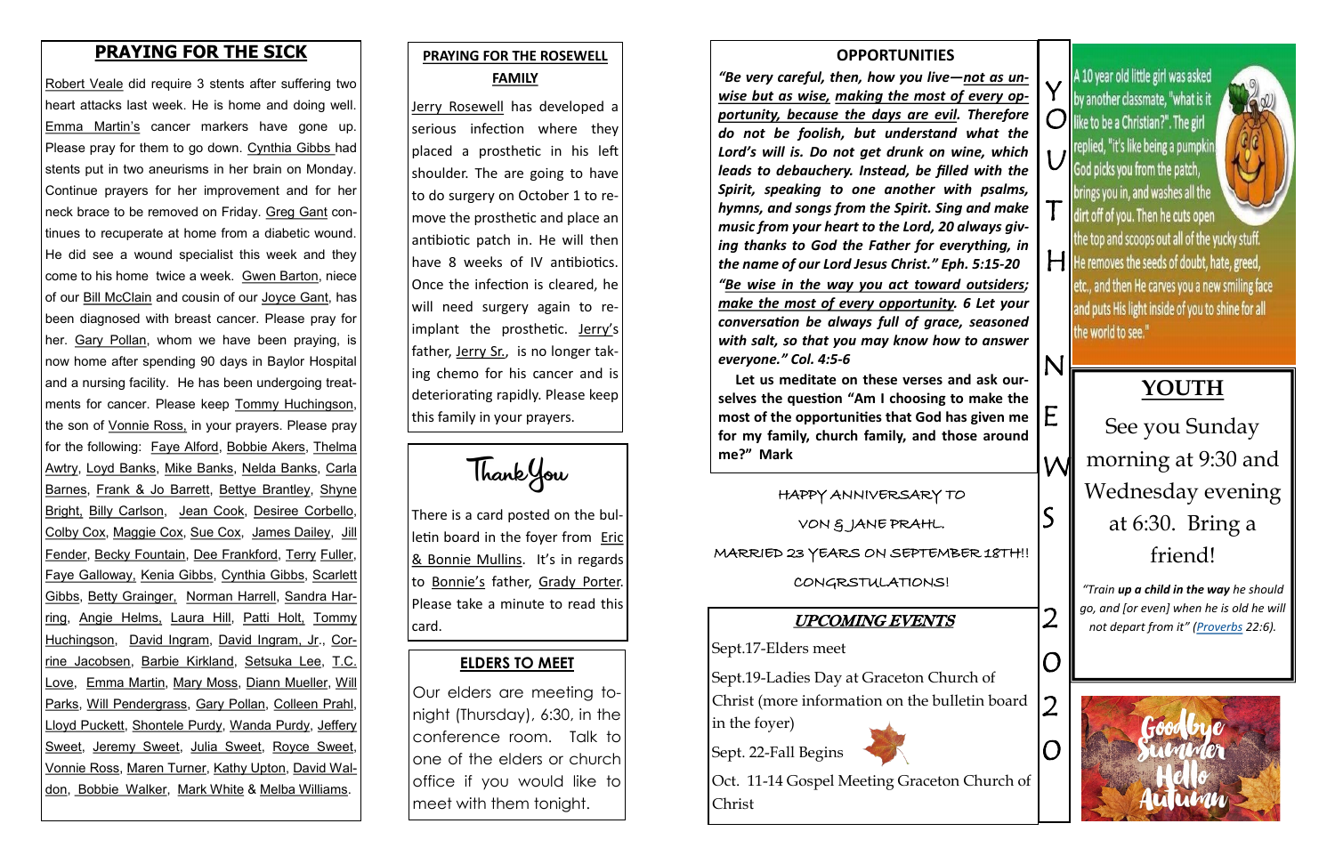## PRAYING FOR THE SICK

Robert Veale did require 3 stents after suffering two heart attacks last week. He is home and doing well. Emma Martin's cancer markers have gone up. Please pray for them to go down. Cynthia Gibbs had stents put in two aneurisms in her brain on Monday. Continue prayers for her improvement and for her neck brace to be removed on Friday. Greg Gant continues to recuperate at home from a diabetic wound. He did see a wound specialist this week and they come to his home twice a week. Gwen Barton, niece of our Bill McClain and cousin of our Joyce Gant, has been diagnosed with breast cancer. Please pray for her. Gary Pollan, whom we have been praying, is now home after spending 90 days in Baylor Hospital and a nursing facility. He has been undergoing treatments for cancer. Please keep Tommy Huchingson, the son of Vonnie Ross, in your prayers. Please pray for the following: Faye Alford, Bobbie Akers, Thelma Awtry, Loyd Banks, Mike Banks, Nelda Banks, Carla Barnes, Frank & Jo Barrett, Bettye Brantley, Shyne Bright, Billy Carlson, Jean Cook, Desiree Corbello, Colby Cox, Maggie Cox, Sue Cox, James Dailey, Jill Fender, Becky Fountain, Dee Frankford, Terry Fuller, Faye Galloway, Kenia Gibbs, Cynthia Gibbs, Scarlett Gibbs, Betty Grainger, Norman Harrell, Sandra Harring, Angie Helms, Laura Hill, Patti Holt, Tommy Huchingson, David Ingram, David Ingram, Jr., Corrine Jacobsen, Barbie Kirkland, Setsuka Lee, T.C. Love, Emma Martin, Mary Moss, Diann Mueller, Will Parks, Will Pendergrass, Gary Pollan, Colleen Prahl, Lloyd Puckett, Shontele Purdy, Wanda Purdy, Jeffery Sweet, Jeremy Sweet, Julia Sweet, Royce Sweet, Vonnie Ross, Maren Turner, Kathy Upton, David Waldon, Bobbie Walker, Mark White & Melba Williams.

## PRAYING FOR THE ROSEWELL FAMILY

Jerry Rosewell has developed a serious infection where they placed a prosthetic in his left shoulder. The are going to have to do surgery on October 1 to remove the prosthetic and place an antibiotic patch in. He will then have 8 weeks of IV antibiotics. Once the infection is cleared, he will need surgery again to reimplant the prosthetic. Jerry's father, Jerry Sr., is no longer taking chemo for his cancer and is deteriorating rapidly. Please keep this family in your prayers.

## Thank You

There is a card posted on the bulletin board in the foyer from Eric & Bonnie Mullins. It's in regards to Bonnie's father, Grady Porter. Please take a minute to read this card.

## ELDERS TO MEET

Our elders are meeting tonight (Thursday), 6:30, in the conference room. Talk to one of the elders or church office if you would like to meet with them tonight.

## OPPORTUNITIES

***"Be very careful, then, how you live—not as unwise but as wise, making the most of every opportunity, because the days are evil. Therefore do not be foolish, but understand what the Lord's will is. Do not get drunk on wine, which leads to debauchery. Instead, be filled with the Spirit, speaking to one another with psalms, hymns, and songs from the Spirit. Sing and make music from your heart to the Lord, 20 always giving thanks to God the Father for everything, in the name of our Lord Jesus Christ." Eph. 5:15-20***

***"Be wise in the way you act toward outsiders; make the most of every opportunity. 6 Let your conversation be always full of grace, seasoned with salt, so that you may know how to answer everyone." Col. 4:5-6***

**Let us meditate on these verses and ask ourselves the question "Am I choosing to make the most of the opportunities that God has given me for my family, church family, and those around me?" Mark**

HAPPY ANNIVERSARY TO

VON & JANE PRAHL.

MARRIED 23 YEARS ON SEPTEMBER 18TH!!

CONGRSTULATIONS!

## UPCOMING EVENTS

Sept.17-Elders meet

Sept.19-Ladies Day at Graceton Church of Christ (more information on the bulletin board in the foyer)

Sept. 22-Fall Begins

Oct. 11-14 Gospel Meeting Graceton Church of Christ

YOUTH NEWS 2020

A 10 year old little girl was asked by another classmate, "what is it like to be a Christian?". The girl replied, "it's like being a pumpkin. God picks you from the patch, brings you in, and washes all the dirt off of you. Then he cuts open the top and scoops out all of the yucky stuff. He removes the seeds of doubt, hate, greed, etc., and then He carves you a new smiling face and puts His light inside of you to shine for all the world to see."

## YOUTH

See you Sunday morning at 9:30 and Wednesday evening at 6:30. Bring a friend!

*"Train **up a child in the way** he should go, and [or even] when he is old he will not depart from it" (Proverbs 22:6).*

Goodbye Summer Hello Autumn